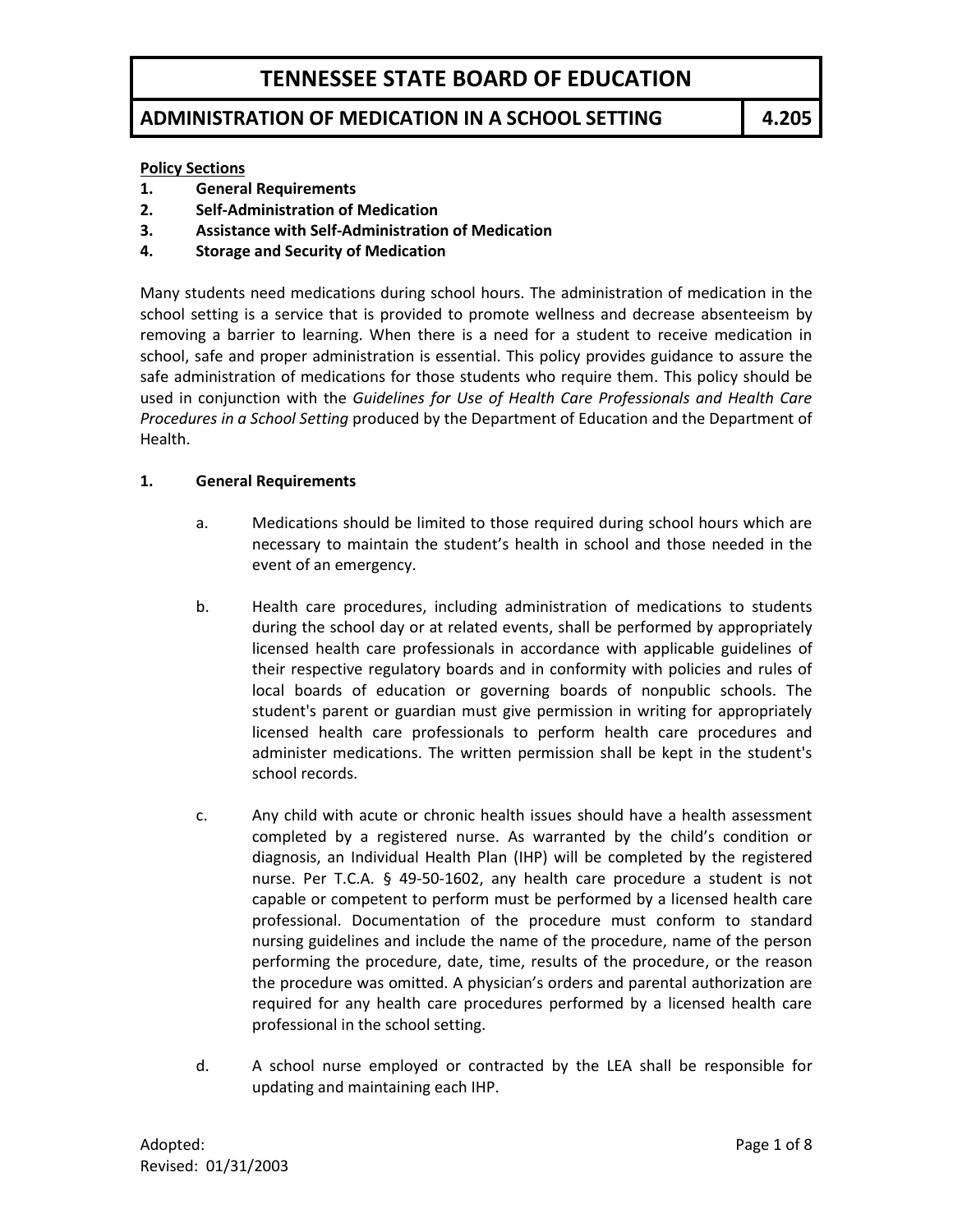# TENNESSEE STATE BOARD OF EDUCATION

## ADMINISTRATION OF MEDICATION IN A SCHOOL SETTING — 4.205

**Policy Sections**

1. **General Requirements**
2. **Self-Administration of Medication**
3. **Assistance with Self-Administration of Medication**
4. **Storage and Security of Medication**

Many students need medications during school hours. The administration of medication in the school setting is a service that is provided to promote wellness and decrease absenteeism by removing a barrier to learning. When there is a need for a student to receive medication in school, safe and proper administration is essential. This policy provides guidance to assure the safe administration of medications for those students who require them. This policy should be used in conjunction with the *Guidelines for Use of Health Care Professionals and Health Care Procedures in a School Setting* produced by the Department of Education and the Department of Health.

### 1. General Requirements

a. Medications should be limited to those required during school hours which are necessary to maintain the student's health in school and those needed in the event of an emergency.

b. Health care procedures, including administration of medications to students during the school day or at related events, shall be performed by appropriately licensed health care professionals in accordance with applicable guidelines of their respective regulatory boards and in conformity with policies and rules of local boards of education or governing boards of nonpublic schools. The student's parent or guardian must give permission in writing for appropriately licensed health care professionals to perform health care procedures and administer medications. The written permission shall be kept in the student's school records.

c. Any child with acute or chronic health issues should have a health assessment completed by a registered nurse. As warranted by the child's condition or diagnosis, an Individual Health Plan (IHP) will be completed by the registered nurse. Per T.C.A. § 49-50-1602, any health care procedure a student is not capable or competent to perform must be performed by a licensed health care professional. Documentation of the procedure must conform to standard nursing guidelines and include the name of the procedure, name of the person performing the procedure, date, time, results of the procedure, or the reason the procedure was omitted. A physician's orders and parental authorization are required for any health care procedures performed by a licensed health care professional in the school setting.

d. A school nurse employed or contracted by the LEA shall be responsible for updating and maintaining each IHP.

Adopted:
Revised: 01/31/2003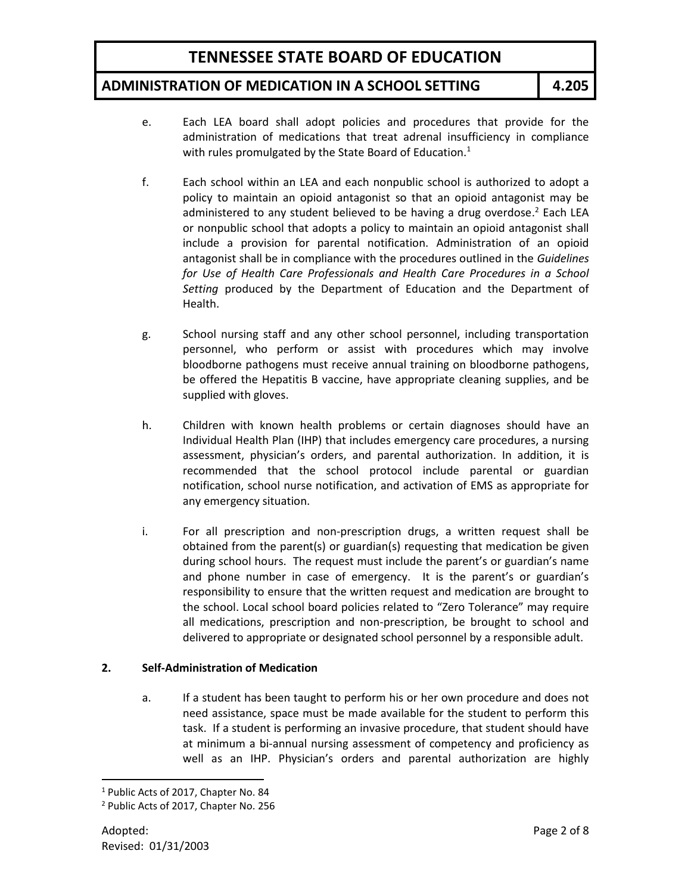e. Each LEA board shall adopt policies and procedures that provide for the administration of medications that treat adrenal insufficiency in compliance with rules promulgated by the State Board of Education.[1]

f. Each school within an LEA and each nonpublic school is authorized to adopt a policy to maintain an opioid antagonist so that an opioid antagonist may be administered to any student believed to be having a drug overdose.[2] Each LEA or nonpublic school that adopts a policy to maintain an opioid antagonist shall include a provision for parental notification. Administration of an opioid antagonist shall be in compliance with the procedures outlined in the *Guidelines for Use of Health Care Professionals and Health Care Procedures in a School Setting* produced by the Department of Education and the Department of Health.

g. School nursing staff and any other school personnel, including transportation personnel, who perform or assist with procedures which may involve bloodborne pathogens must receive annual training on bloodborne pathogens, be offered the Hepatitis B vaccine, have appropriate cleaning supplies, and be supplied with gloves.

h. Children with known health problems or certain diagnoses should have an Individual Health Plan (IHP) that includes emergency care procedures, a nursing assessment, physician's orders, and parental authorization. In addition, it is recommended that the school protocol include parental or guardian notification, school nurse notification, and activation of EMS as appropriate for any emergency situation.

i. For all prescription and non-prescription drugs, a written request shall be obtained from the parent(s) or guardian(s) requesting that medication be given during school hours. The request must include the parent's or guardian's name and phone number in case of emergency. It is the parent's or guardian's responsibility to ensure that the written request and medication are brought to the school. Local school board policies related to "Zero Tolerance" may require all medications, prescription and non-prescription, be brought to school and delivered to appropriate or designated school personnel by a responsible adult.

**2. Self-Administration of Medication**

a. If a student has been taught to perform his or her own procedure and does not need assistance, space must be made available for the student to perform this task. If a student is performing an invasive procedure, that student should have at minimum a bi-annual nursing assessment of competency and proficiency as well as an IHP. Physician's orders and parental authorization are highly

---

[1] Public Acts of 2017, Chapter No. 84

[2] Public Acts of 2017, Chapter No. 256

Adopted:
Revised: 01/31/2003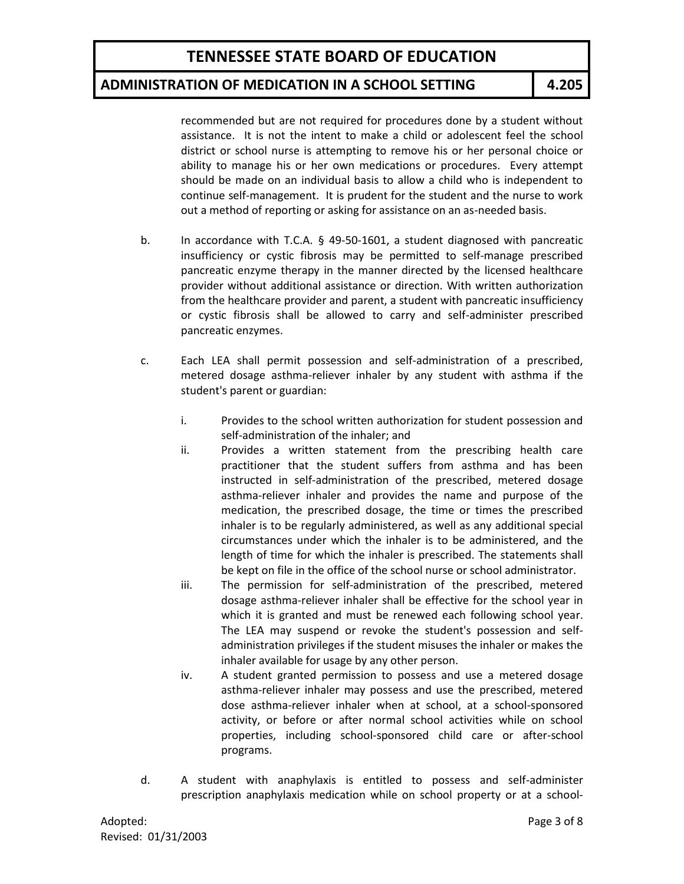recommended but are not required for procedures done by a student without assistance. It is not the intent to make a child or adolescent feel the school district or school nurse is attempting to remove his or her personal choice or ability to manage his or her own medications or procedures. Every attempt should be made on an individual basis to allow a child who is independent to continue self-management. It is prudent for the student and the nurse to work out a method of reporting or asking for assistance on an as-needed basis.

b. In accordance with T.C.A. § 49-50-1601, a student diagnosed with pancreatic insufficiency or cystic fibrosis may be permitted to self-manage prescribed pancreatic enzyme therapy in the manner directed by the licensed healthcare provider without additional assistance or direction. With written authorization from the healthcare provider and parent, a student with pancreatic insufficiency or cystic fibrosis shall be allowed to carry and self-administer prescribed pancreatic enzymes.

c. Each LEA shall permit possession and self-administration of a prescribed, metered dosage asthma-reliever inhaler by any student with asthma if the student's parent or guardian:

   i. Provides to the school written authorization for student possession and self-administration of the inhaler; and

   ii. Provides a written statement from the prescribing health care practitioner that the student suffers from asthma and has been instructed in self-administration of the prescribed, metered dosage asthma-reliever inhaler and provides the name and purpose of the medication, the prescribed dosage, the time or times the prescribed inhaler is to be regularly administered, as well as any additional special circumstances under which the inhaler is to be administered, and the length of time for which the inhaler is prescribed. The statements shall be kept on file in the office of the school nurse or school administrator.

   iii. The permission for self-administration of the prescribed, metered dosage asthma-reliever inhaler shall be effective for the school year in which it is granted and must be renewed each following school year. The LEA may suspend or revoke the student's possession and self-administration privileges if the student misuses the inhaler or makes the inhaler available for usage by any other person.

   iv. A student granted permission to possess and use a metered dosage asthma-reliever inhaler may possess and use the prescribed, metered dose asthma-reliever inhaler when at school, at a school-sponsored activity, or before or after normal school activities while on school properties, including school-sponsored child care or after-school programs.

d. A student with anaphylaxis is entitled to possess and self-administer prescription anaphylaxis medication while on school property or at a school-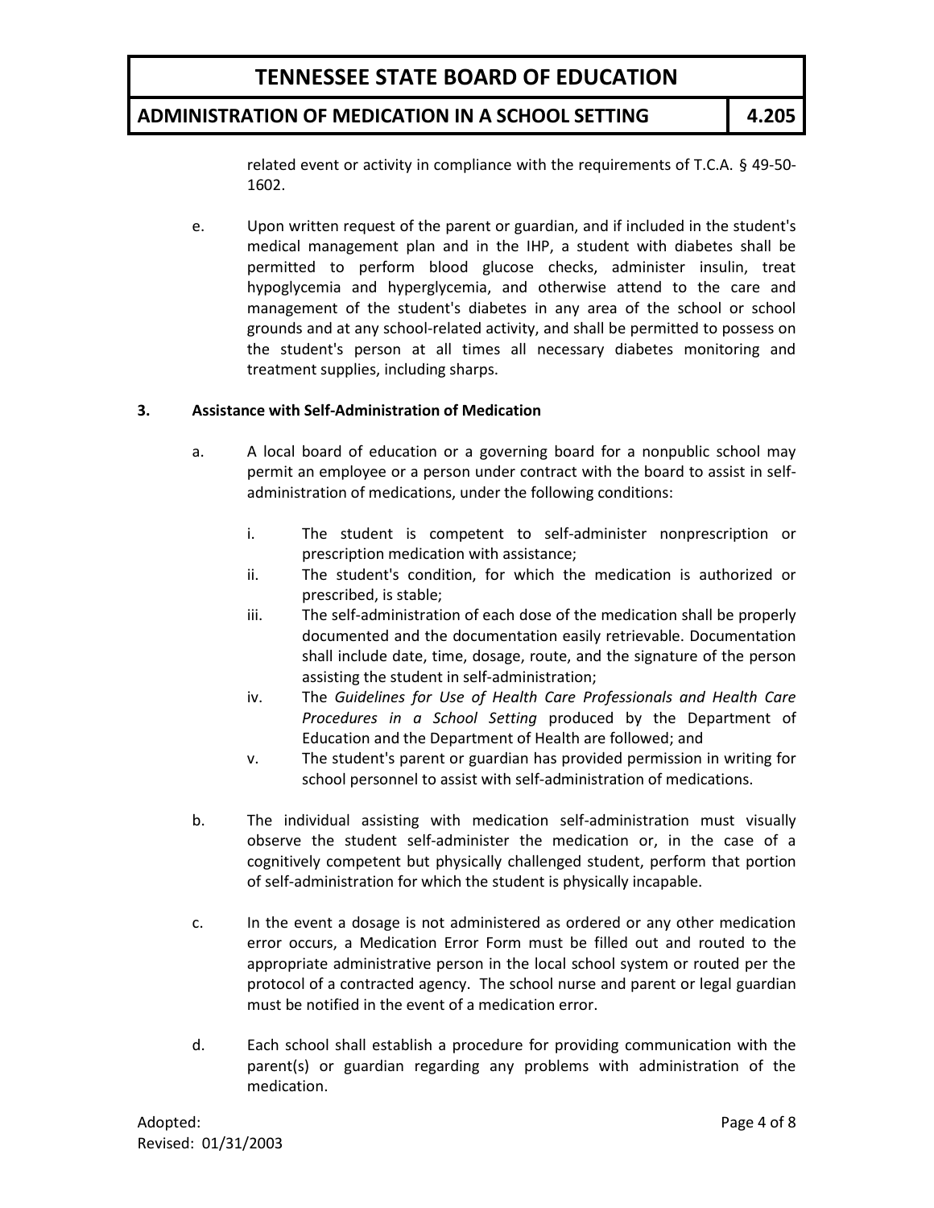related event or activity in compliance with the requirements of T.C.A. § 49-50-1602.

e. Upon written request of the parent or guardian, and if included in the student's medical management plan and in the IHP, a student with diabetes shall be permitted to perform blood glucose checks, administer insulin, treat hypoglycemia and hyperglycemia, and otherwise attend to the care and management of the student's diabetes in any area of the school or school grounds and at any school-related activity, and shall be permitted to possess on the student's person at all times all necessary diabetes monitoring and treatment supplies, including sharps.

**3. Assistance with Self-Administration of Medication**

a. A local board of education or a governing board for a nonpublic school may permit an employee or a person under contract with the board to assist in self-administration of medications, under the following conditions:

   i. The student is competent to self-administer nonprescription or prescription medication with assistance;

   ii. The student's condition, for which the medication is authorized or prescribed, is stable;

   iii. The self-administration of each dose of the medication shall be properly documented and the documentation easily retrievable. Documentation shall include date, time, dosage, route, and the signature of the person assisting the student in self-administration;

   iv. The *Guidelines for Use of Health Care Professionals and Health Care Procedures in a School Setting* produced by the Department of Education and the Department of Health are followed; and

   v. The student's parent or guardian has provided permission in writing for school personnel to assist with self-administration of medications.

b. The individual assisting with medication self-administration must visually observe the student self-administer the medication or, in the case of a cognitively competent but physically challenged student, perform that portion of self-administration for which the student is physically incapable.

c. In the event a dosage is not administered as ordered or any other medication error occurs, a Medication Error Form must be filled out and routed to the appropriate administrative person in the local school system or routed per the protocol of a contracted agency. The school nurse and parent or legal guardian must be notified in the event of a medication error.

d. Each school shall establish a procedure for providing communication with the parent(s) or guardian regarding any problems with administration of the medication.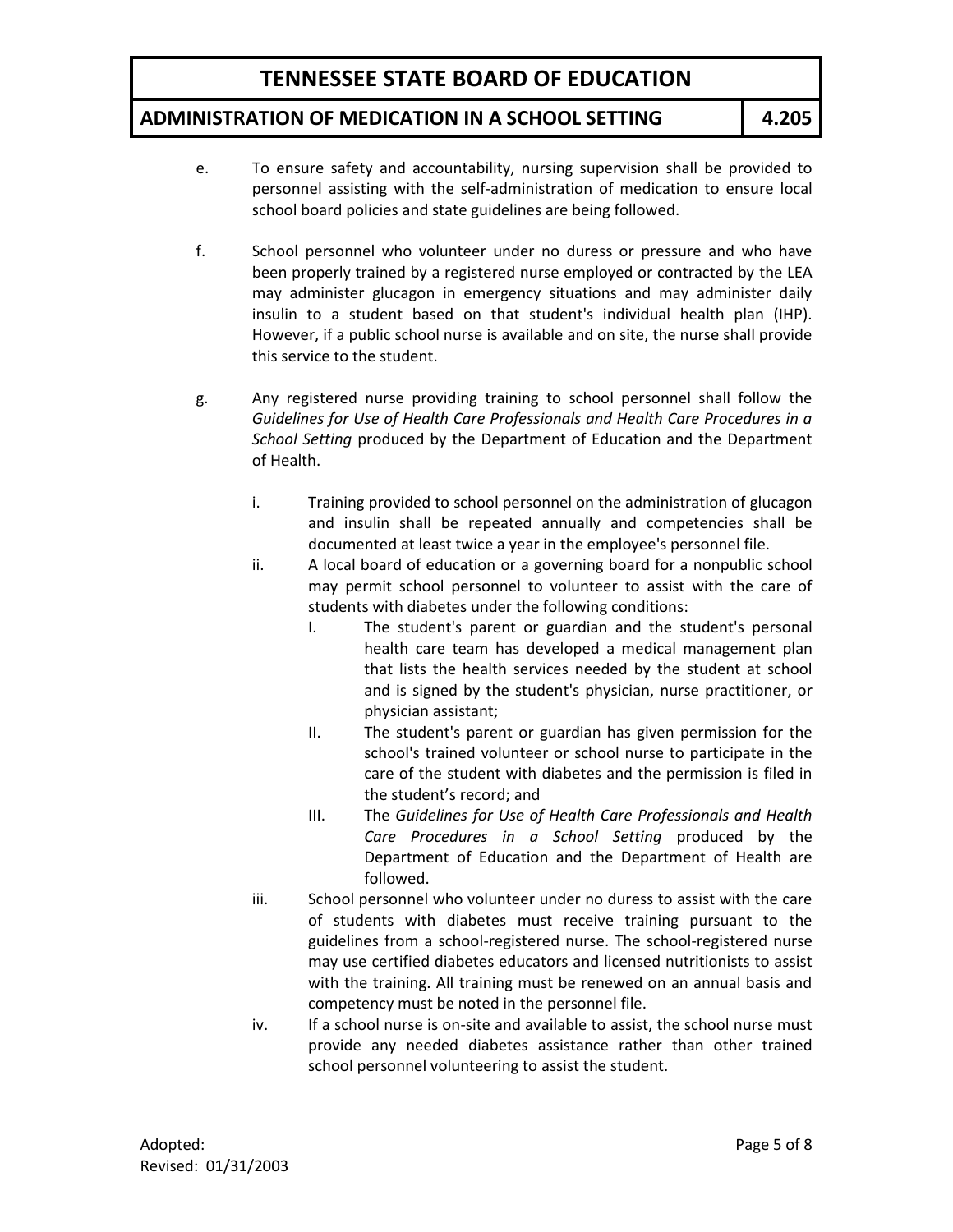e. To ensure safety and accountability, nursing supervision shall be provided to personnel assisting with the self-administration of medication to ensure local school board policies and state guidelines are being followed.

f. School personnel who volunteer under no duress or pressure and who have been properly trained by a registered nurse employed or contracted by the LEA may administer glucagon in emergency situations and may administer daily insulin to a student based on that student's individual health plan (IHP). However, if a public school nurse is available and on site, the nurse shall provide this service to the student.

g. Any registered nurse providing training to school personnel shall follow the *Guidelines for Use of Health Care Professionals and Health Care Procedures in a School Setting* produced by the Department of Education and the Department of Health.

   i. Training provided to school personnel on the administration of glucagon and insulin shall be repeated annually and competencies shall be documented at least twice a year in the employee's personnel file.

   ii. A local board of education or a governing board for a nonpublic school may permit school personnel to volunteer to assist with the care of students with diabetes under the following conditions:

      I. The student's parent or guardian and the student's personal health care team has developed a medical management plan that lists the health services needed by the student at school and is signed by the student's physician, nurse practitioner, or physician assistant;

      II. The student's parent or guardian has given permission for the school's trained volunteer or school nurse to participate in the care of the student with diabetes and the permission is filed in the student's record; and

      III. The *Guidelines for Use of Health Care Professionals and Health Care Procedures in a School Setting* produced by the Department of Education and the Department of Health are followed.

   iii. School personnel who volunteer under no duress to assist with the care of students with diabetes must receive training pursuant to the guidelines from a school-registered nurse. The school-registered nurse may use certified diabetes educators and licensed nutritionists to assist with the training. All training must be renewed on an annual basis and competency must be noted in the personnel file.

   iv. If a school nurse is on-site and available to assist, the school nurse must provide any needed diabetes assistance rather than other trained school personnel volunteering to assist the student.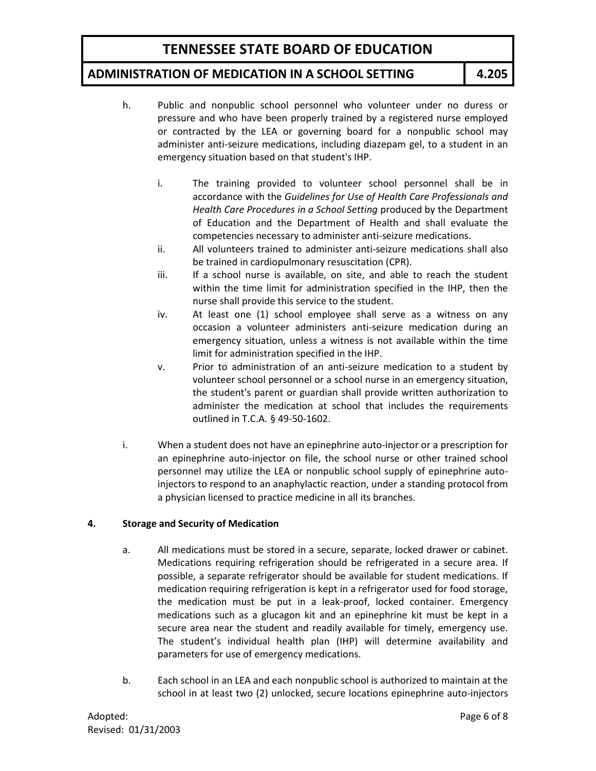h. Public and nonpublic school personnel who volunteer under no duress or pressure and who have been properly trained by a registered nurse employed or contracted by the LEA or governing board for a nonpublic school may administer anti-seizure medications, including diazepam gel, to a student in an emergency situation based on that student's IHP.

   i. The training provided to volunteer school personnel shall be in accordance with the *Guidelines for Use of Health Care Professionals and Health Care Procedures in a School Setting* produced by the Department of Education and the Department of Health and shall evaluate the competencies necessary to administer anti-seizure medications.
   
   ii. All volunteers trained to administer anti-seizure medications shall also be trained in cardiopulmonary resuscitation (CPR).
   
   iii. If a school nurse is available, on site, and able to reach the student within the time limit for administration specified in the IHP, then the nurse shall provide this service to the student.
   
   iv. At least one (1) school employee shall serve as a witness on any occasion a volunteer administers anti-seizure medication during an emergency situation, unless a witness is not available within the time limit for administration specified in the IHP.
   
   v. Prior to administration of an anti-seizure medication to a student by volunteer school personnel or a school nurse in an emergency situation, the student's parent or guardian shall provide written authorization to administer the medication at school that includes the requirements outlined in T.C.A. § 49-50-1602.

i. When a student does not have an epinephrine auto-injector or a prescription for an epinephrine auto-injector on file, the school nurse or other trained school personnel may utilize the LEA or nonpublic school supply of epinephrine auto-injectors to respond to an anaphylactic reaction, under a standing protocol from a physician licensed to practice medicine in all its branches.

**4. Storage and Security of Medication**

a. All medications must be stored in a secure, separate, locked drawer or cabinet. Medications requiring refrigeration should be refrigerated in a secure area. If possible, a separate refrigerator should be available for student medications. If medication requiring refrigeration is kept in a refrigerator used for food storage, the medication must be put in a leak-proof, locked container. Emergency medications such as a glucagon kit and an epinephrine kit must be kept in a secure area near the student and readily available for timely, emergency use. The student's individual health plan (IHP) will determine availability and parameters for use of emergency medications.

b. Each school in an LEA and each nonpublic school is authorized to maintain at the school in at least two (2) unlocked, secure locations epinephrine auto-injectors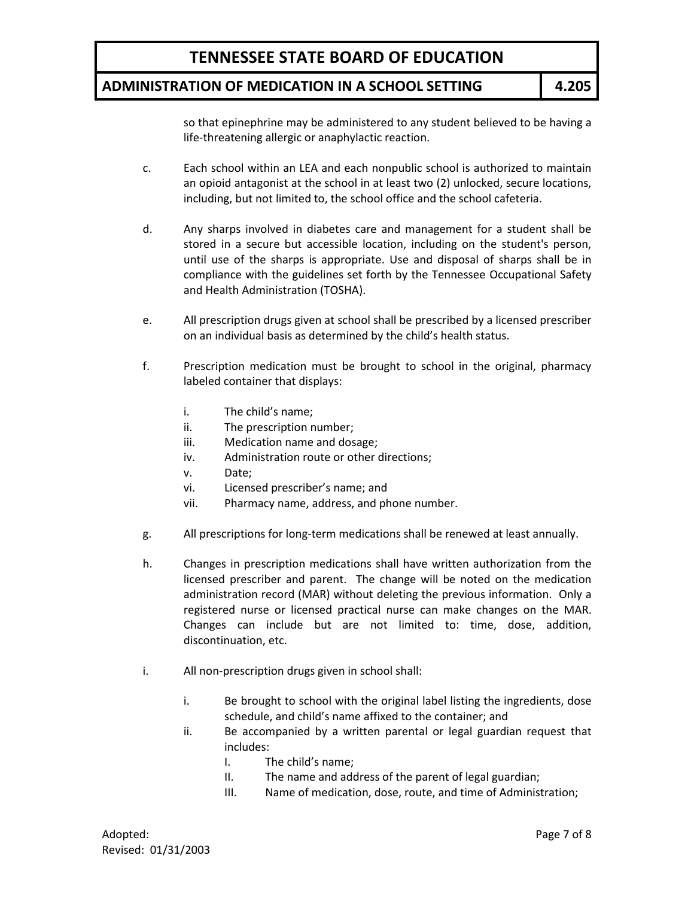so that epinephrine may be administered to any student believed to be having a life-threatening allergic or anaphylactic reaction.

c. Each school within an LEA and each nonpublic school is authorized to maintain an opioid antagonist at the school in at least two (2) unlocked, secure locations, including, but not limited to, the school office and the school cafeteria.

d. Any sharps involved in diabetes care and management for a student shall be stored in a secure but accessible location, including on the student's person, until use of the sharps is appropriate. Use and disposal of sharps shall be in compliance with the guidelines set forth by the Tennessee Occupational Safety and Health Administration (TOSHA).

e. All prescription drugs given at school shall be prescribed by a licensed prescriber on an individual basis as determined by the child's health status.

f. Prescription medication must be brought to school in the original, pharmacy labeled container that displays:

   i. The child's name;
   ii. The prescription number;
   iii. Medication name and dosage;
   iv. Administration route or other directions;
   v. Date;
   vi. Licensed prescriber's name; and
   vii. Pharmacy name, address, and phone number.

g. All prescriptions for long-term medications shall be renewed at least annually.

h. Changes in prescription medications shall have written authorization from the licensed prescriber and parent. The change will be noted on the medication administration record (MAR) without deleting the previous information. Only a registered nurse or licensed practical nurse can make changes on the MAR. Changes can include but are not limited to: time, dose, addition, discontinuation, etc.

i. All non-prescription drugs given in school shall:

   i. Be brought to school with the original label listing the ingredients, dose schedule, and child's name affixed to the container; and
   ii. Be accompanied by a written parental or legal guardian request that includes:
      I. The child's name;
      II. The name and address of the parent of legal guardian;
      III. Name of medication, dose, route, and time of Administration;

Adopted:
Revised: 01/31/2003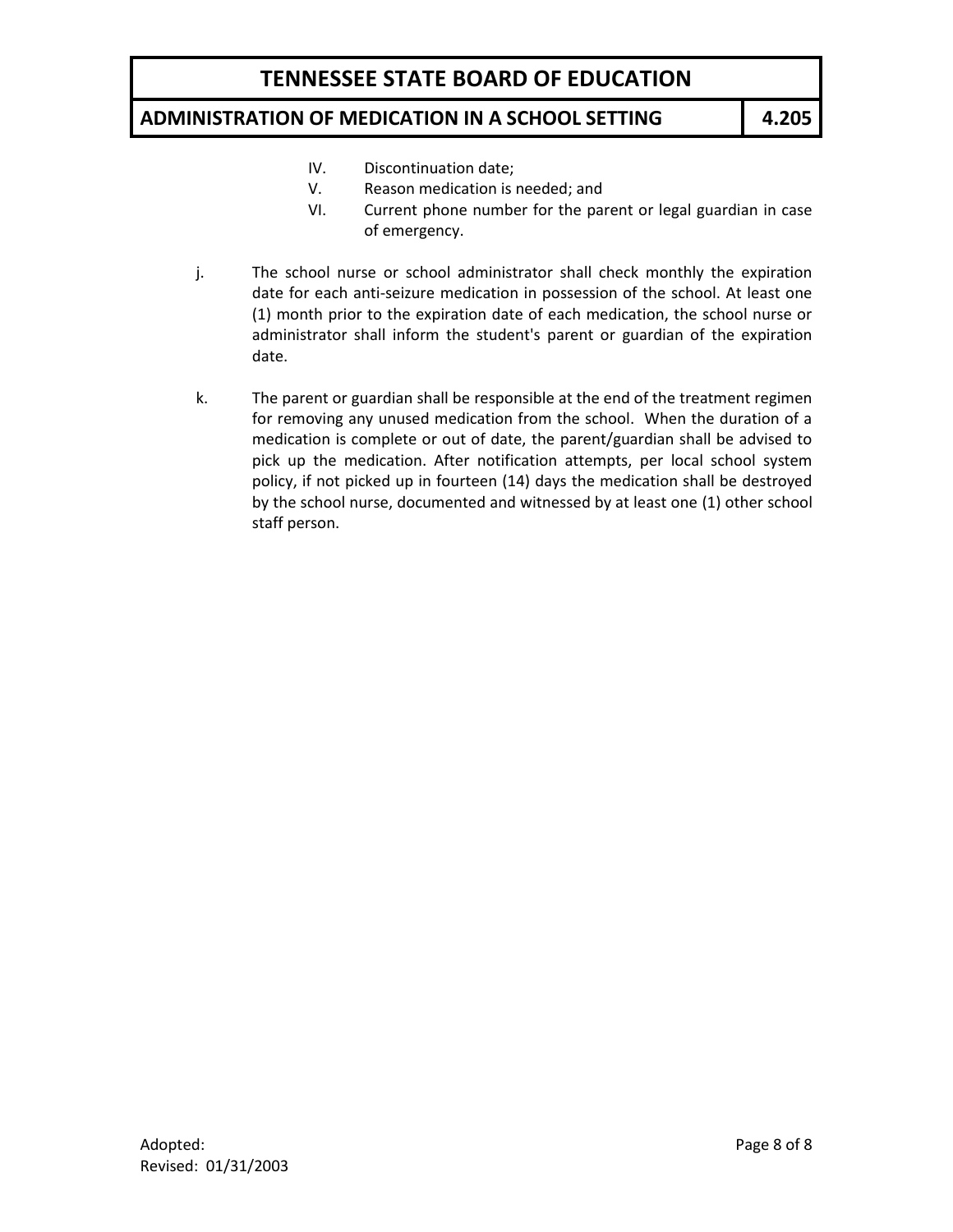IV. Discontinuation date;
V. Reason medication is needed; and
VI. Current phone number for the parent or legal guardian in case of emergency.

j. The school nurse or school administrator shall check monthly the expiration date for each anti-seizure medication in possession of the school. At least one (1) month prior to the expiration date of each medication, the school nurse or administrator shall inform the student's parent or guardian of the expiration date.

k. The parent or guardian shall be responsible at the end of the treatment regimen for removing any unused medication from the school. When the duration of a medication is complete or out of date, the parent/guardian shall be advised to pick up the medication. After notification attempts, per local school system policy, if not picked up in fourteen (14) days the medication shall be destroyed by the school nurse, documented and witnessed by at least one (1) other school staff person.